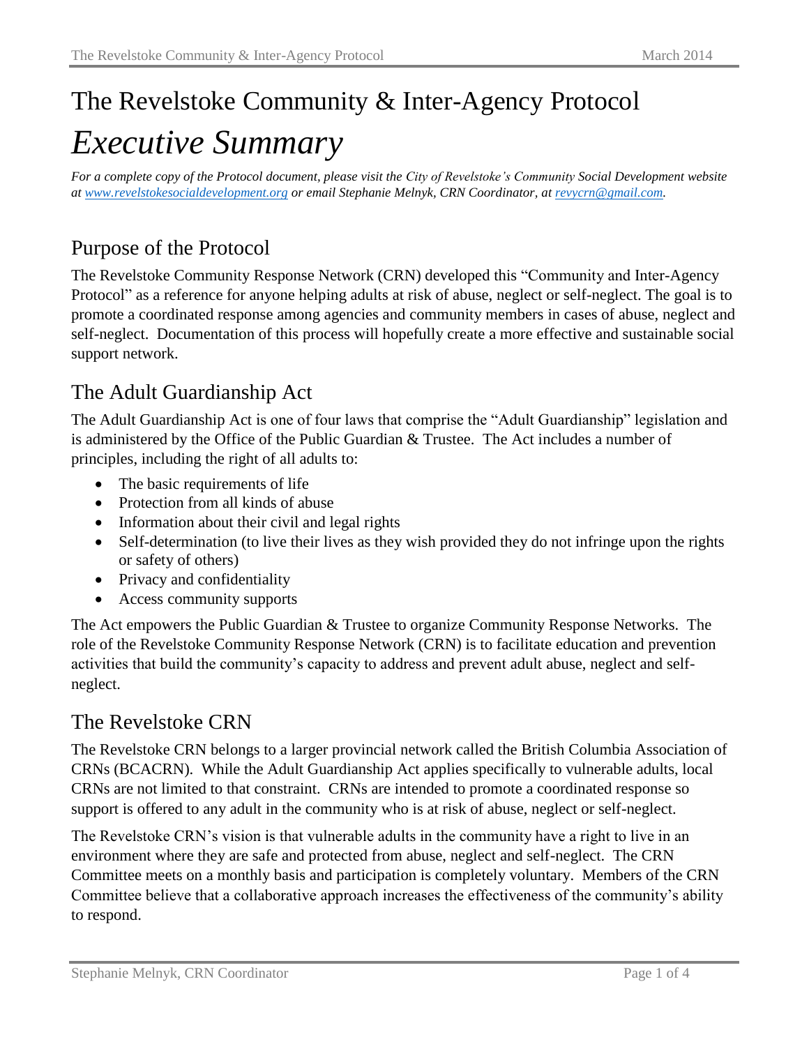# The Revelstoke Community & Inter-Agency Protocol

# *Executive Summary*

*For a complete copy of the Protocol document, please visit the City of Revelstoke's Community Social Development website at [www.revelstokesocialdevelopment.org](http://www.revelstokesocialdevelopment.org) or email Stephanie Melnyk, CRN Coordinator, at [revycrn@gmail.com](mailto:revycrn@gmail.com).*

## Purpose of the Protocol

The Revelstoke Community Response Network (CRN) developed this "Community and Inter-Agency Protocol" as a reference for anyone helping adults at risk of abuse, neglect or self-neglect. The goal is to promote a coordinated response among agencies and community members in cases of abuse, neglect and self-neglect. Documentation of this process will hopefully create a more effective and sustainable social support network.

## The Adult Guardianship Act

The Adult Guardianship Act is one of four laws that comprise the "Adult Guardianship" legislation and is administered by the Office of the Public Guardian & Trustee. The Act includes a number of principles, including the right of all adults to:

- The basic requirements of life
- Protection from all kinds of abuse
- Information about their civil and legal rights
- Self-determination (to live their lives as they wish provided they do not infringe upon the rights or safety of others)
- Privacy and confidentiality
- Access community supports

The Act empowers the Public Guardian & Trustee to organize Community Response Networks. The role of the Revelstoke Community Response Network (CRN) is to facilitate education and prevention activities that build the community's capacity to address and prevent adult abuse, neglect and self-neglect.

## The Revelstoke CRN

The Revelstoke CRN belongs to a larger provincial network called the British Columbia Association of CRNs (BCACRN). While the Adult Guardianship Act applies specifically to vulnerable adults, local CRNs are not limited to that constraint. CRNs are intended to promote a coordinated response so support is offered to any adult in the community who is at risk of abuse, neglect or self-neglect.

The Revelstoke CRN's vision is that vulnerable adults in the community have a right to live in an environment where they are safe and protected from abuse, neglect and self-neglect. The CRN Committee meets on a monthly basis and participation is completely voluntary. Members of the CRN Committee believe that a collaborative approach increases the effectiveness of the community's ability to respond.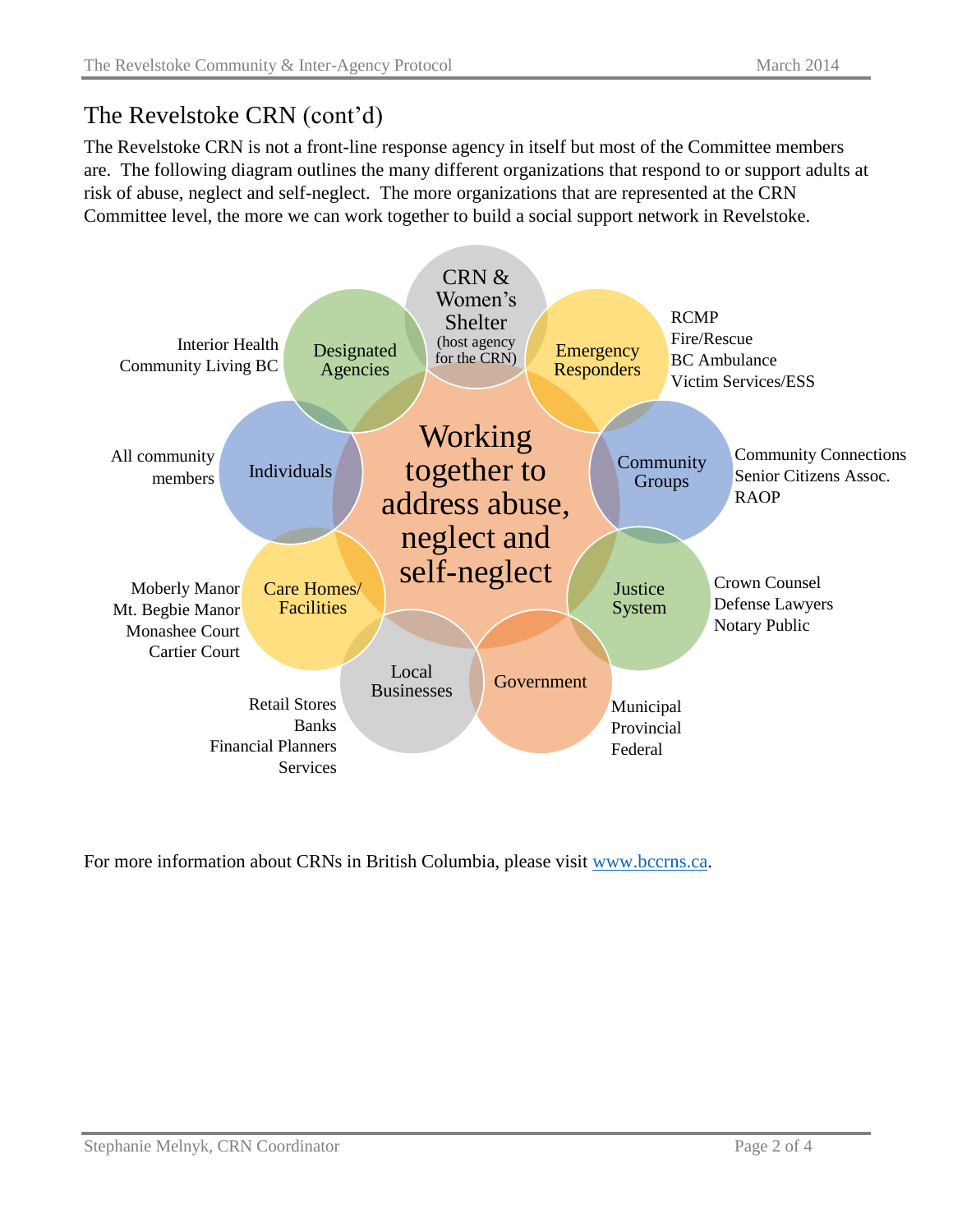## The Revelstoke CRN (cont'd)

The Revelstoke CRN is not a front-line response agency in itself but most of the Committee members are. The following diagram outlines the many different organizations that respond to or support adults at risk of abuse, neglect and self-neglect. The more organizations that are represented at the CRN Committee level, the more we can work together to build a social support network in Revelstoke.

**Working together to address abuse, neglect and self-neglect**

- **CRN & Women's Shelter** (host agency for the CRN)
- **Emergency Responders**: RCMP, Fire/Rescue, BC Ambulance, Victim Services/ESS
- **Community Groups**: Community Connections, Senior Citizens Assoc., RAOP
- **Justice System**: Crown Counsel, Defense Lawyers, Notary Public
- **Government**: Municipal, Provincial, Federal
- **Local Businesses**: Retail Stores, Banks, Financial Planners, Services
- **Care Homes/ Facilities**: Moberly Manor, Mt. Begbie Manor, Monashee Court, Cartier Court
- **Individuals**: All community members
- **Designated Agencies**: Interior Health, Community Living BC

For more information about CRNs in British Columbia, please visit [www.bccrns.ca](http://www.bccrns.ca).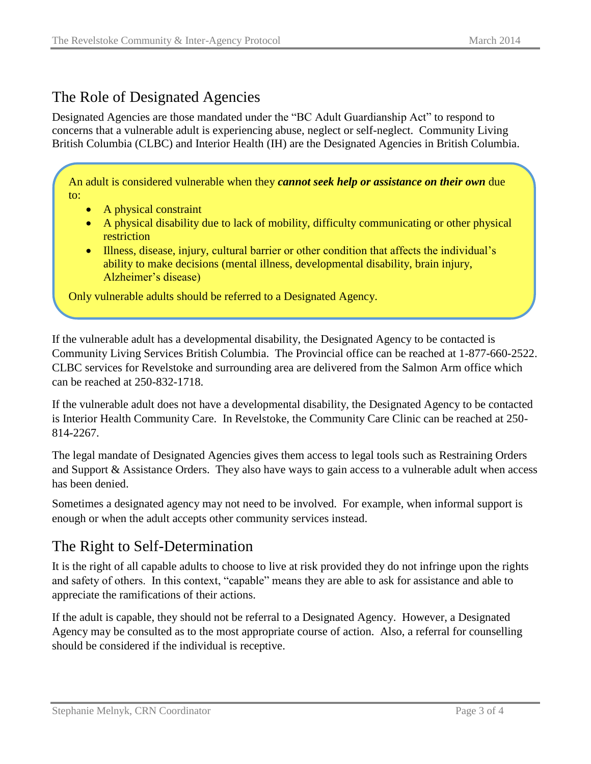## The Role of Designated Agencies

Designated Agencies are those mandated under the "BC Adult Guardianship Act" to respond to concerns that a vulnerable adult is experiencing abuse, neglect or self-neglect. Community Living British Columbia (CLBC) and Interior Health (IH) are the Designated Agencies in British Columbia.

An adult is considered vulnerable when they ***cannot seek help or assistance on their own*** due to:

- A physical constraint
- A physical disability due to lack of mobility, difficulty communicating or other physical restriction
- Illness, disease, injury, cultural barrier or other condition that affects the individual's ability to make decisions (mental illness, developmental disability, brain injury, Alzheimer's disease)

Only vulnerable adults should be referred to a Designated Agency.

If the vulnerable adult has a developmental disability, the Designated Agency to be contacted is Community Living Services British Columbia. The Provincial office can be reached at 1-877-660-2522. CLBC services for Revelstoke and surrounding area are delivered from the Salmon Arm office which can be reached at 250-832-1718.

If the vulnerable adult does not have a developmental disability, the Designated Agency to be contacted is Interior Health Community Care. In Revelstoke, the Community Care Clinic can be reached at 250-814-2267.

The legal mandate of Designated Agencies gives them access to legal tools such as Restraining Orders and Support & Assistance Orders. They also have ways to gain access to a vulnerable adult when access has been denied.

Sometimes a designated agency may not need to be involved. For example, when informal support is enough or when the adult accepts other community services instead.

## The Right to Self-Determination

It is the right of all capable adults to choose to live at risk provided they do not infringe upon the rights and safety of others. In this context, "capable" means they are able to ask for assistance and able to appreciate the ramifications of their actions.

If the adult is capable, they should not be referral to a Designated Agency. However, a Designated Agency may be consulted as to the most appropriate course of action. Also, a referral for counselling should be considered if the individual is receptive.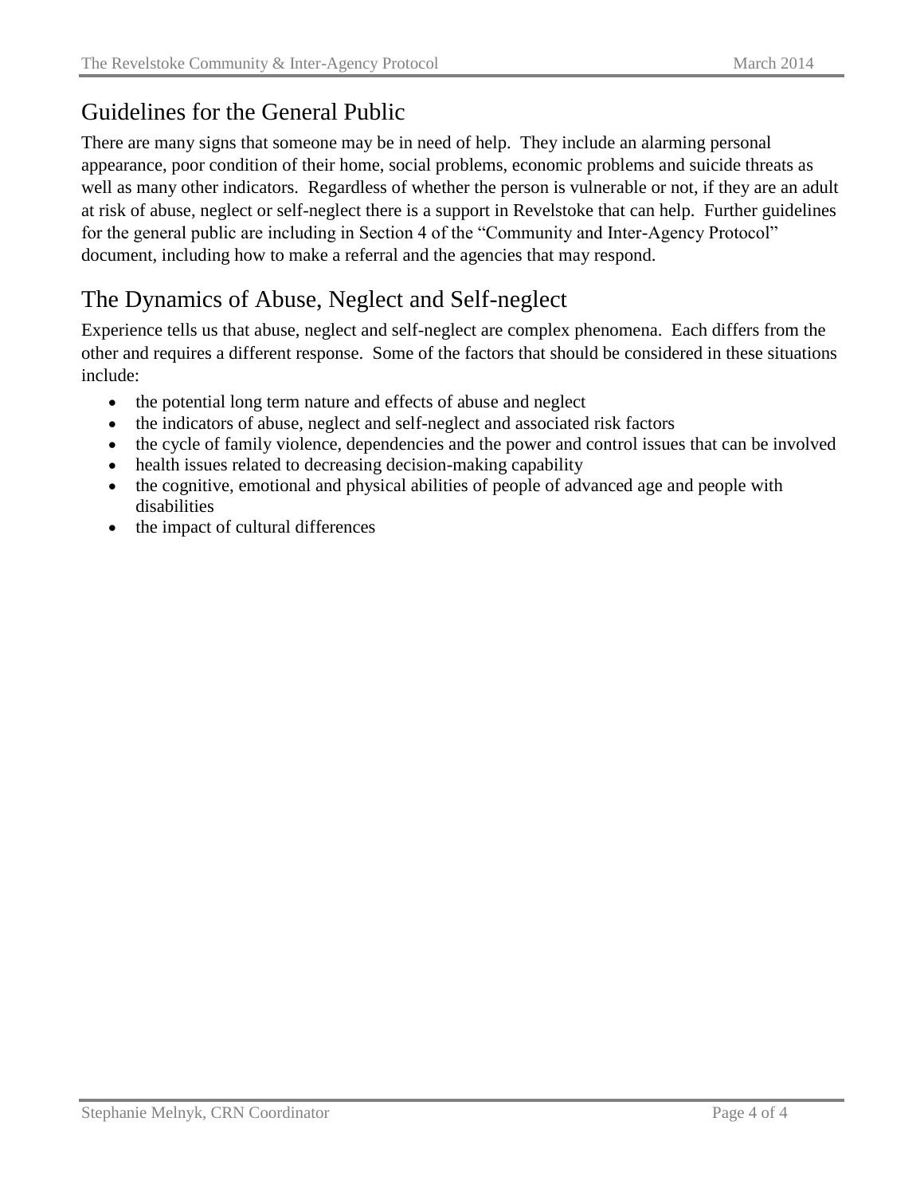## Guidelines for the General Public

There are many signs that someone may be in need of help. They include an alarming personal appearance, poor condition of their home, social problems, economic problems and suicide threats as well as many other indicators. Regardless of whether the person is vulnerable or not, if they are an adult at risk of abuse, neglect or self-neglect there is a support in Revelstoke that can help. Further guidelines for the general public are including in Section 4 of the "Community and Inter-Agency Protocol" document, including how to make a referral and the agencies that may respond.

## The Dynamics of Abuse, Neglect and Self-neglect

Experience tells us that abuse, neglect and self-neglect are complex phenomena. Each differs from the other and requires a different response. Some of the factors that should be considered in these situations include:

- the potential long term nature and effects of abuse and neglect
- the indicators of abuse, neglect and self-neglect and associated risk factors
- the cycle of family violence, dependencies and the power and control issues that can be involved
- health issues related to decreasing decision-making capability
- the cognitive, emotional and physical abilities of people of advanced age and people with disabilities
- the impact of cultural differences